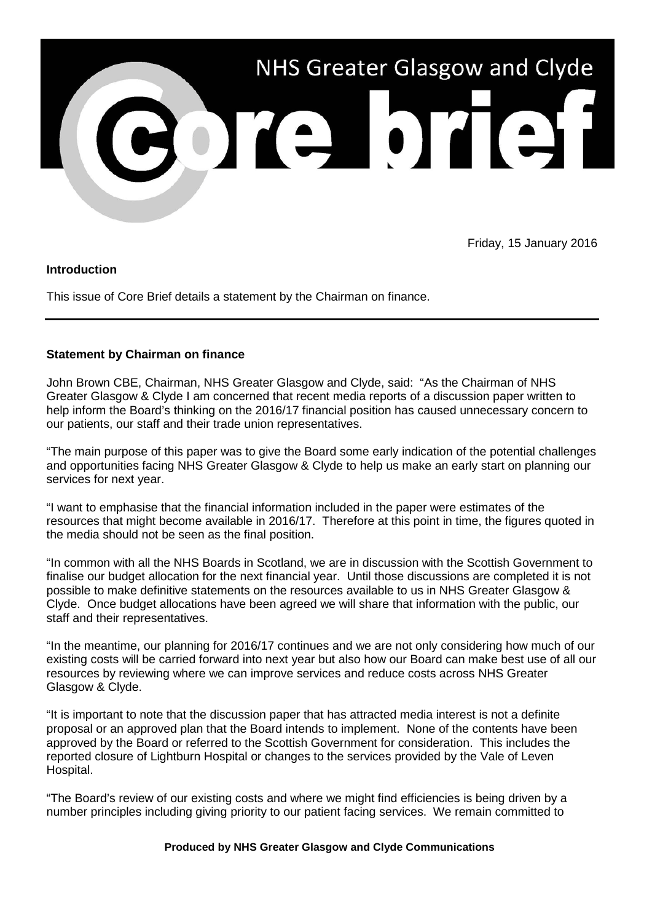# NHS Greater Glasgow and Clyde

# Core brief

Friday, 15 January 2016

**Introduction**

This issue of Core Brief details a statement by the Chairman on finance.

---

**Statement by Chairman on finance**

John Brown CBE, Chairman, NHS Greater Glasgow and Clyde, said: "As the Chairman of NHS Greater Glasgow & Clyde I am concerned that recent media reports of a discussion paper written to help inform the Board's thinking on the 2016/17 financial position has caused unnecessary concern to our patients, our staff and their trade union representatives.

"The main purpose of this paper was to give the Board some early indication of the potential challenges and opportunities facing NHS Greater Glasgow & Clyde to help us make an early start on planning our services for next year.

"I want to emphasise that the financial information included in the paper were estimates of the resources that might become available in 2016/17. Therefore at this point in time, the figures quoted in the media should not be seen as the final position.

"In common with all the NHS Boards in Scotland, we are in discussion with the Scottish Government to finalise our budget allocation for the next financial year. Until those discussions are completed it is not possible to make definitive statements on the resources available to us in NHS Greater Glasgow & Clyde. Once budget allocations have been agreed we will share that information with the public, our staff and their representatives.

"In the meantime, our planning for 2016/17 continues and we are not only considering how much of our existing costs will be carried forward into next year but also how our Board can make best use of all our resources by reviewing where we can improve services and reduce costs across NHS Greater Glasgow & Clyde.

"It is important to note that the discussion paper that has attracted media interest is not a definite proposal or an approved plan that the Board intends to implement. None of the contents have been approved by the Board or referred to the Scottish Government for consideration. This includes the reported closure of Lightburn Hospital or changes to the services provided by the Vale of Leven Hospital.

"The Board's review of our existing costs and where we might find efficiencies is being driven by a number principles including giving priority to our patient facing services. We remain committed to

**Produced by NHS Greater Glasgow and Clyde Communications**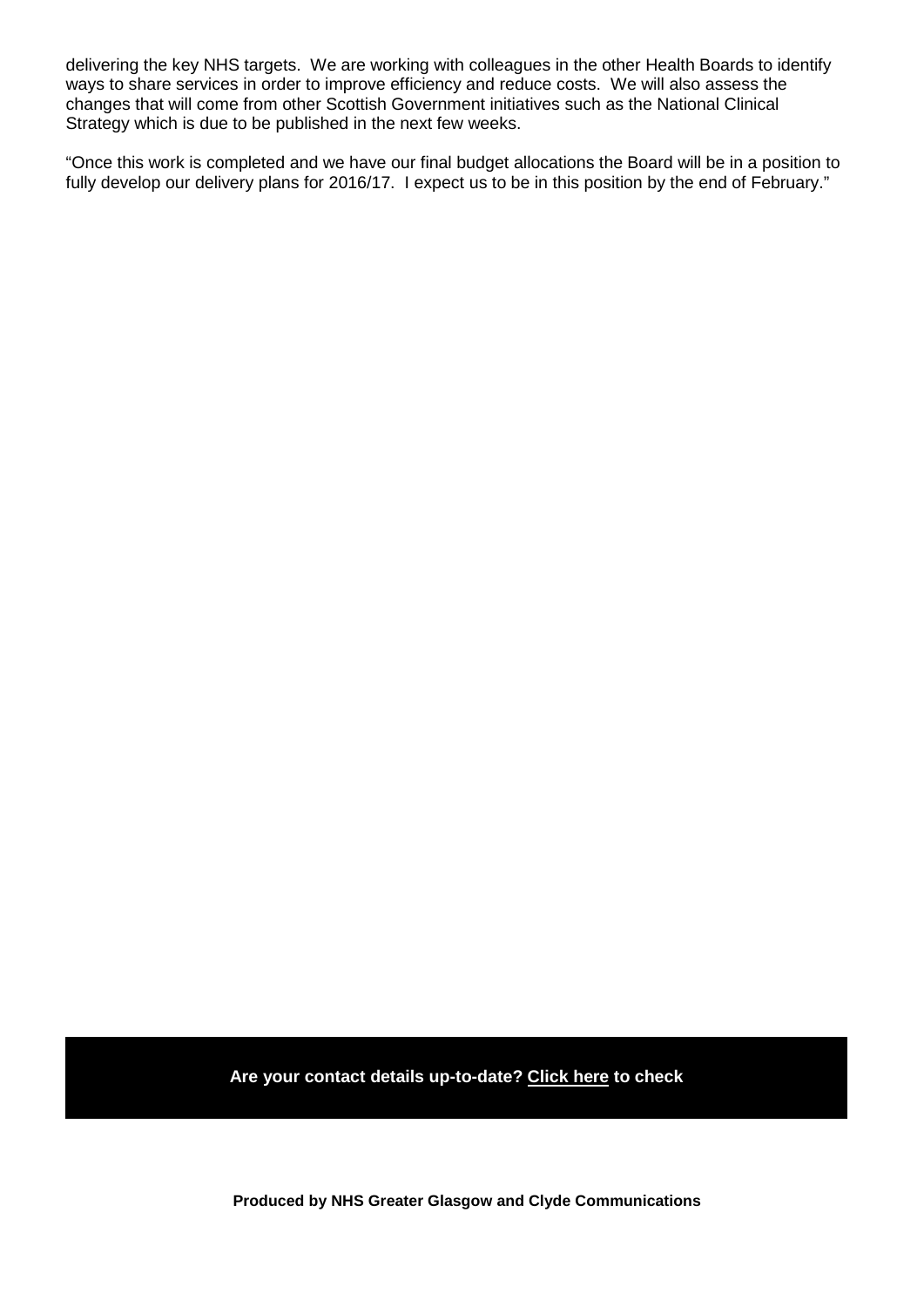delivering the key NHS targets. We are working with colleagues in the other Health Boards to identify ways to share services in order to improve efficiency and reduce costs. We will also assess the changes that will come from other Scottish Government initiatives such as the National Clinical Strategy which is due to be published in the next few weeks.

"Once this work is completed and we have our final budget allocations the Board will be in a position to fully develop our delivery plans for 2016/17. I expect us to be in this position by the end of February."

**Are your contact details up-to-date? Click here to check**

**Produced by NHS Greater Glasgow and Clyde Communications**